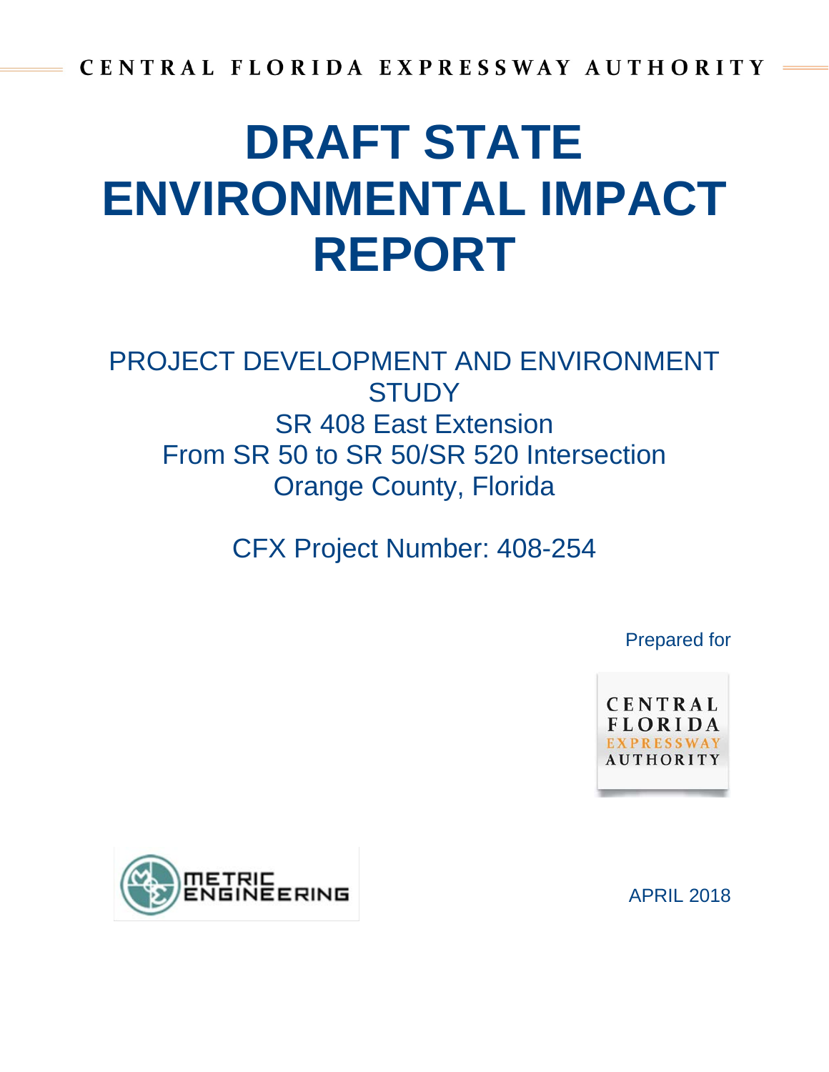CENTRAL FLORIDA EXPRESSWAY AUTHORITY

# DRAFT STATE ENVIRONMENTAL IMPACT REPORT

PROJECT DEVELOPMENT AND ENVIRONMENT STUDY
SR 408 East Extension
From SR 50 to SR 50/SR 520 Intersection
Orange County, Florida

CFX Project Number: 408-254

Prepared for

CENTRAL FLORIDA EXPRESSWAY AUTHORITY

METRIC ENGINEERING

APRIL 2018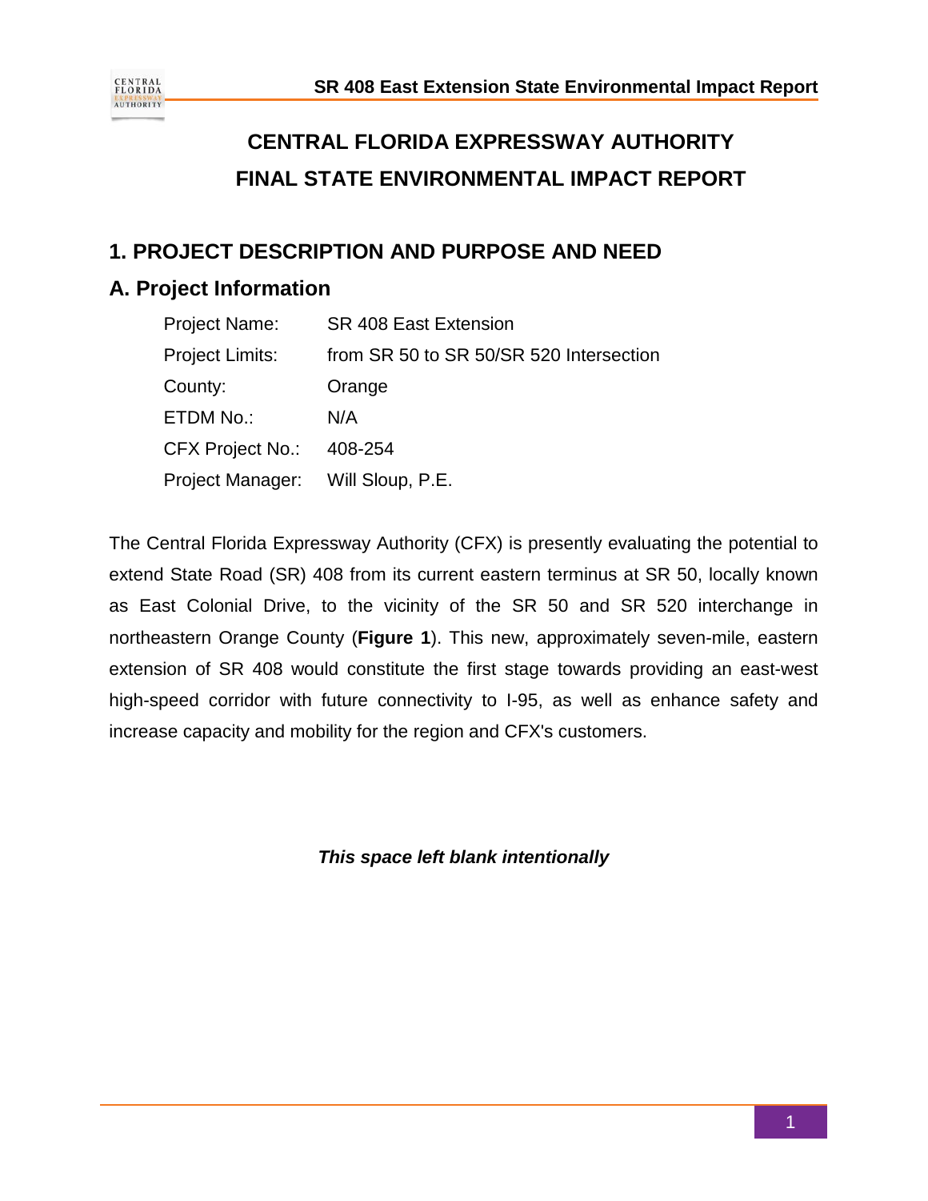# CENTRAL FLORIDA EXPRESSWAY AUTHORITY
# FINAL STATE ENVIRONMENTAL IMPACT REPORT

## 1. PROJECT DESCRIPTION AND PURPOSE AND NEED

## A. Project Information

| | |
|---|---|
| Project Name: | SR 408 East Extension |
| Project Limits: | from SR 50 to SR 50/SR 520 Intersection |
| County: | Orange |
| ETDM No.: | N/A |
| CFX Project No.: | 408-254 |
| Project Manager: | Will Sloup, P.E. |

The Central Florida Expressway Authority (CFX) is presently evaluating the potential to extend State Road (SR) 408 from its current eastern terminus at SR 50, locally known as East Colonial Drive, to the vicinity of the SR 50 and SR 520 interchange in northeastern Orange County (**Figure 1**). This new, approximately seven-mile, eastern extension of SR 408 would constitute the first stage towards providing an east-west high-speed corridor with future connectivity to I-95, as well as enhance safety and increase capacity and mobility for the region and CFX's customers.

***This space left blank intentionally***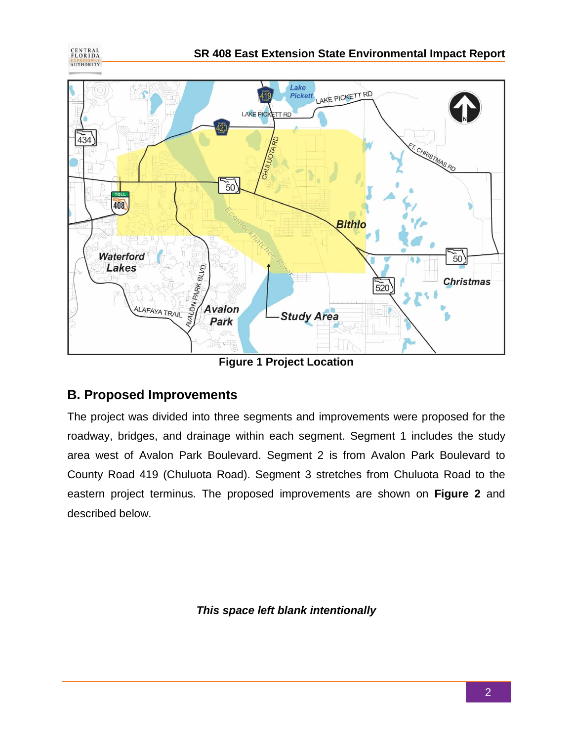Figure 1 Project Location

## B. Proposed Improvements

The project was divided into three segments and improvements were proposed for the roadway, bridges, and drainage within each segment. Segment 1 includes the study area west of Avalon Park Boulevard. Segment 2 is from Avalon Park Boulevard to County Road 419 (Chuluota Road). Segment 3 stretches from Chuluota Road to the eastern project terminus. The proposed improvements are shown on **Figure 2** and described below.

***This space left blank intentionally***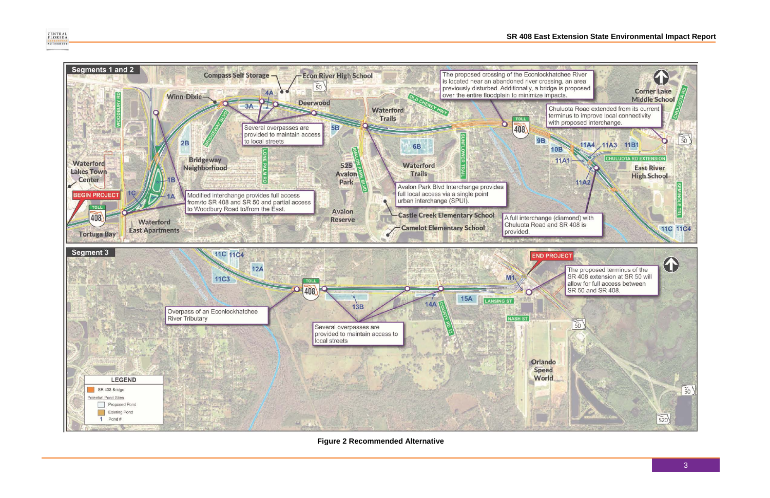Segments 1 and 2

The proposed crossing of the Econlockhatchee River is located near an abandoned river crossing, an area previously disturbed. Additionally, a bridge is proposed over the entire floodplain to minimize impacts.

Chuluota Road extended from its current terminus to improve local connectivity with proposed interchange.

Several overpasses are provided to maintain access to local streets

Modified interchange provides full access from/to SR 408 and SR 50 and partial access to Woodbury Road to/from the East.

Avalon Park Blvd Interchange provides full local access via a single point urban interchange (SPUI).

A full interchange (diamond) with Chuluota Road and SR 408 is provided.

Segment 3

Overpass of an Econlockhatchee River Tributary

Several overpasses are provided to maintain access to local streets

The proposed terminus of the SR 408 extension at SR 50 will allow for full access between SR 50 and SR 408.

LEGEND

- SR 408 Bridge
- Potential Pond Sites
- Proposed Pond
- Existing Pond
- 1 Pond #

**Figure 2 Recommended Alternative**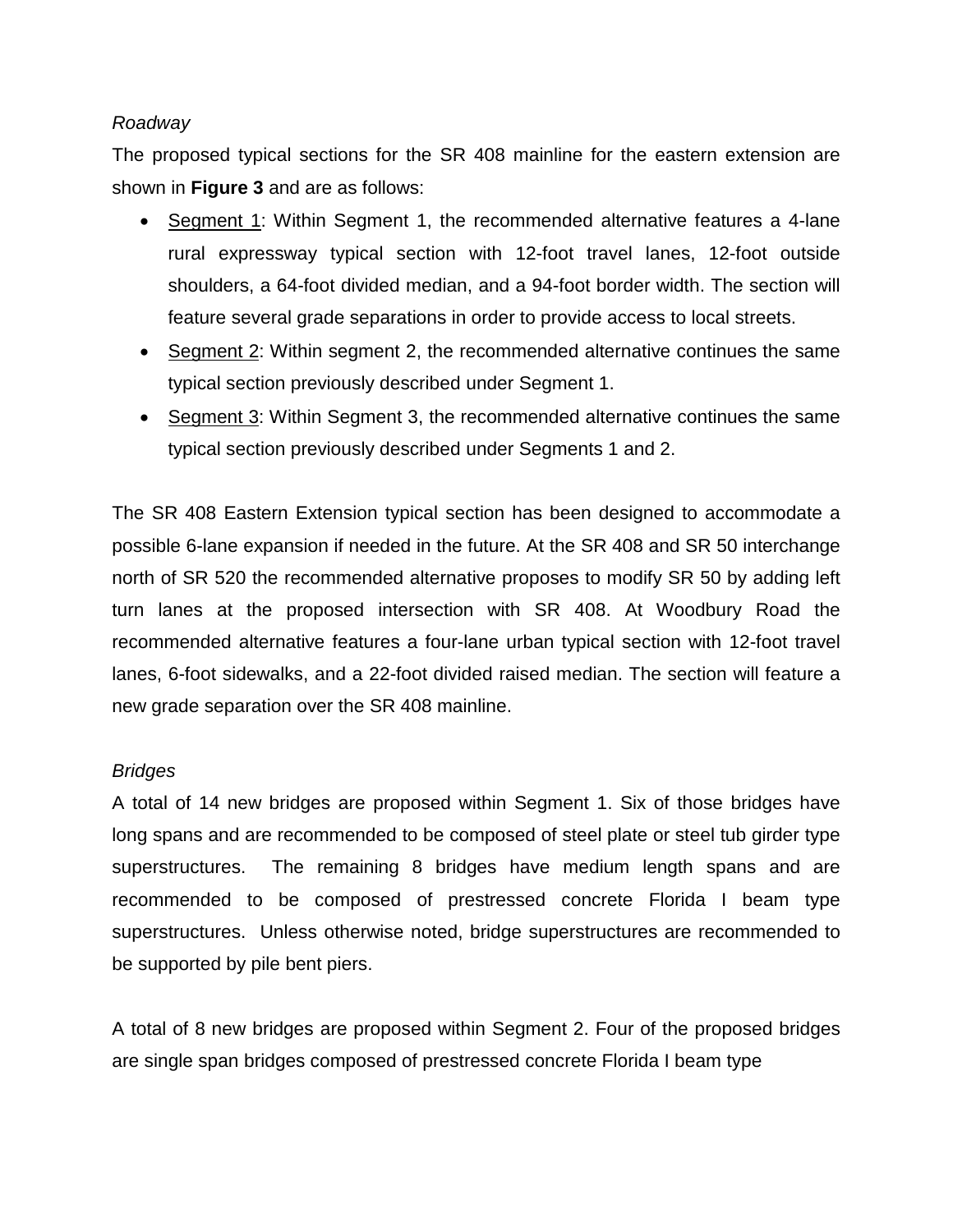*Roadway*

The proposed typical sections for the SR 408 mainline for the eastern extension are shown in **Figure 3** and are as follows:

- <u>Segment 1</u>: Within Segment 1, the recommended alternative features a 4-lane rural expressway typical section with 12-foot travel lanes, 12-foot outside shoulders, a 64-foot divided median, and a 94-foot border width. The section will feature several grade separations in order to provide access to local streets.
- <u>Segment 2</u>: Within segment 2, the recommended alternative continues the same typical section previously described under Segment 1.
- <u>Segment 3</u>: Within Segment 3, the recommended alternative continues the same typical section previously described under Segments 1 and 2.

The SR 408 Eastern Extension typical section has been designed to accommodate a possible 6-lane expansion if needed in the future. At the SR 408 and SR 50 interchange north of SR 520 the recommended alternative proposes to modify SR 50 by adding left turn lanes at the proposed intersection with SR 408. At Woodbury Road the recommended alternative features a four-lane urban typical section with 12-foot travel lanes, 6-foot sidewalks, and a 22-foot divided raised median. The section will feature a new grade separation over the SR 408 mainline.

*Bridges*

A total of 14 new bridges are proposed within Segment 1. Six of those bridges have long spans and are recommended to be composed of steel plate or steel tub girder type superstructures. The remaining 8 bridges have medium length spans and are recommended to be composed of prestressed concrete Florida I beam type superstructures. Unless otherwise noted, bridge superstructures are recommended to be supported by pile bent piers.

A total of 8 new bridges are proposed within Segment 2. Four of the proposed bridges are single span bridges composed of prestressed concrete Florida I beam type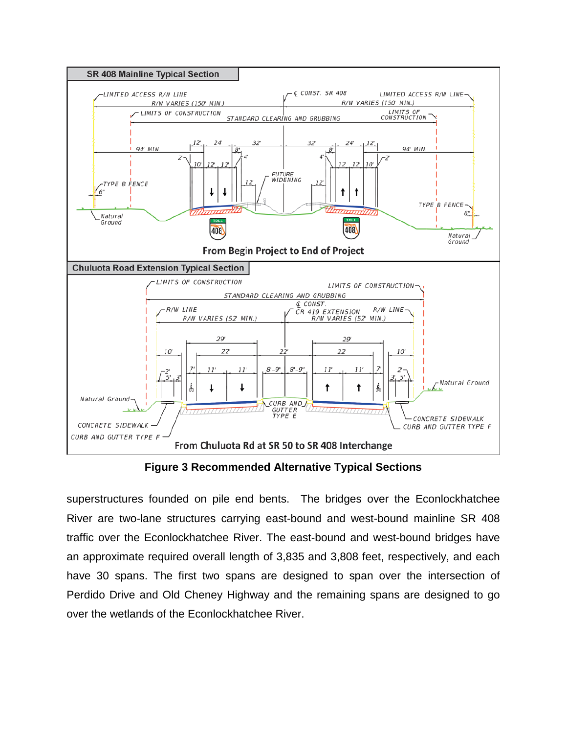**Figure 3 Recommended Alternative Typical Sections**

superstructures founded on pile end bents. The bridges over the Econlockhatchee River are two-lane structures carrying east-bound and west-bound mainline SR 408 traffic over the Econlockhatchee River. The east-bound and west-bound bridges have an approximate required overall length of 3,835 and 3,808 feet, respectively, and each have 30 spans. The first two spans are designed to span over the intersection of Perdido Drive and Old Cheney Highway and the remaining spans are designed to go over the wetlands of the Econlockhatchee River.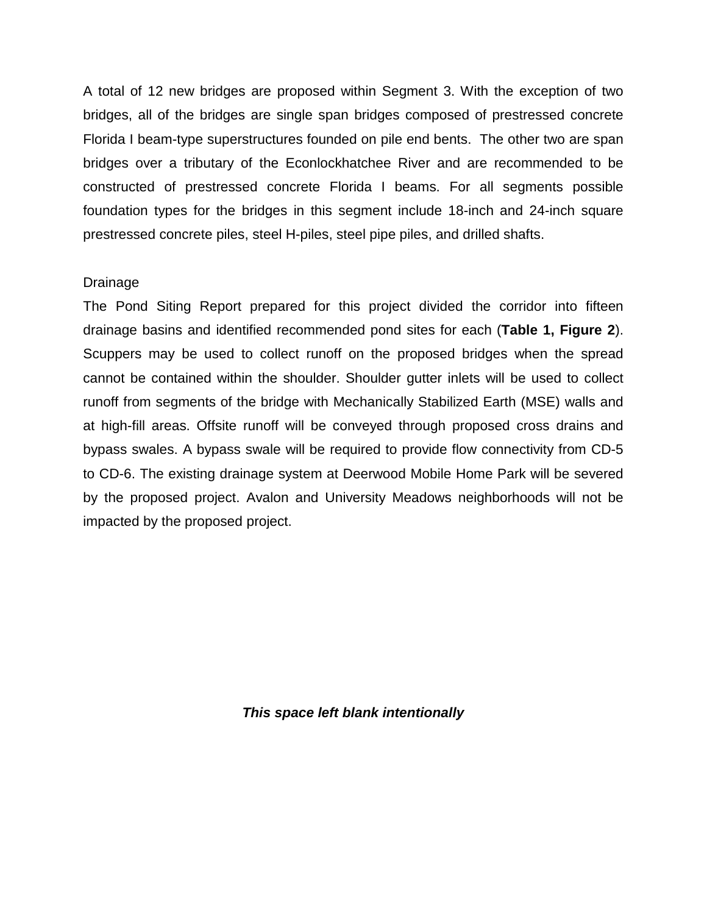A total of 12 new bridges are proposed within Segment 3. With the exception of two bridges, all of the bridges are single span bridges composed of prestressed concrete Florida I beam-type superstructures founded on pile end bents. The other two are span bridges over a tributary of the Econlockhatchee River and are recommended to be constructed of prestressed concrete Florida I beams. For all segments possible foundation types for the bridges in this segment include 18-inch and 24-inch square prestressed concrete piles, steel H-piles, steel pipe piles, and drilled shafts.

Drainage

The Pond Siting Report prepared for this project divided the corridor into fifteen drainage basins and identified recommended pond sites for each (**Table 1, Figure 2**). Scuppers may be used to collect runoff on the proposed bridges when the spread cannot be contained within the shoulder. Shoulder gutter inlets will be used to collect runoff from segments of the bridge with Mechanically Stabilized Earth (MSE) walls and at high-fill areas. Offsite runoff will be conveyed through proposed cross drains and bypass swales. A bypass swale will be required to provide flow connectivity from CD-5 to CD-6. The existing drainage system at Deerwood Mobile Home Park will be severed by the proposed project. Avalon and University Meadows neighborhoods will not be impacted by the proposed project.

***This space left blank intentionally***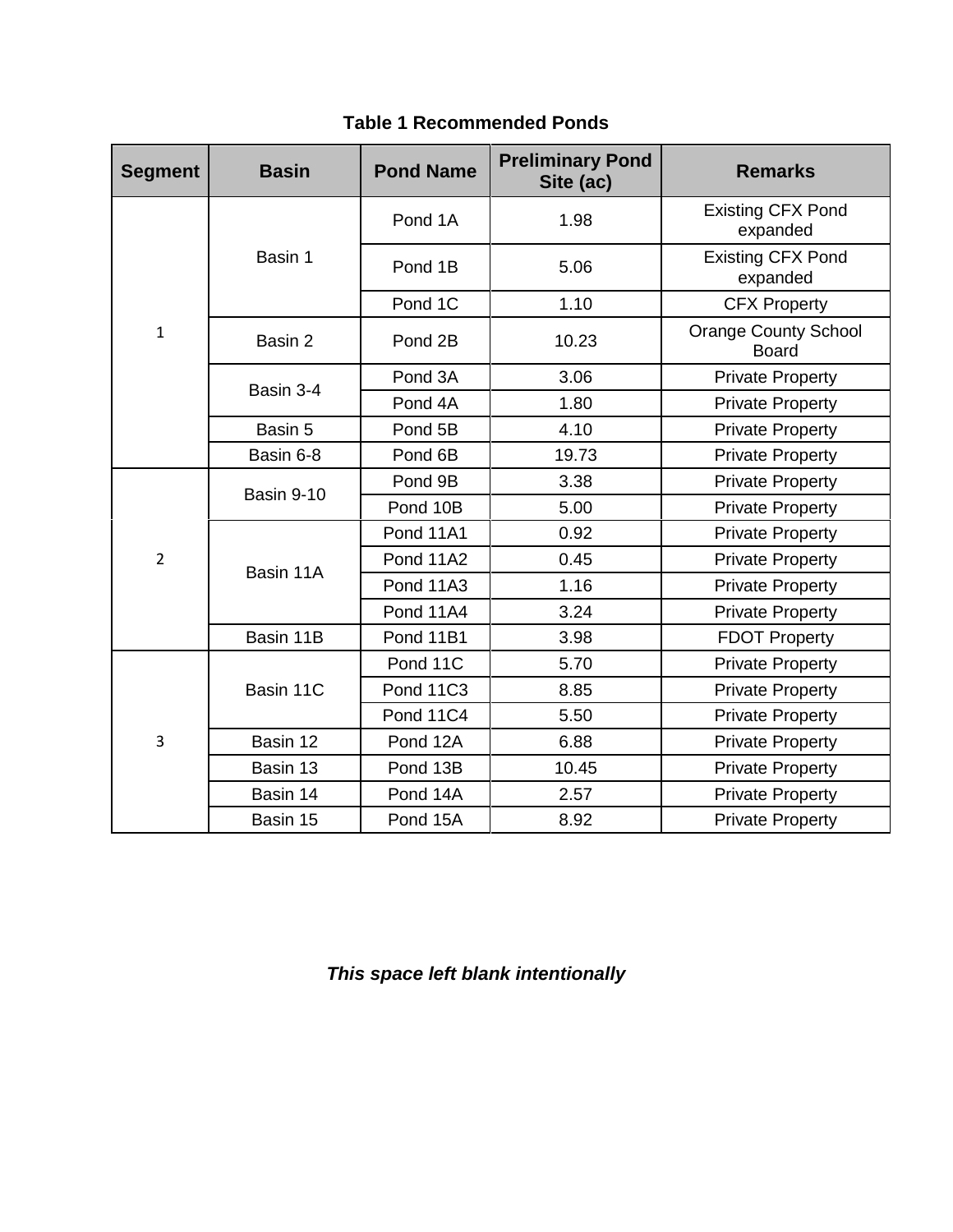**Table 1 Recommended Ponds**

| Segment | Basin | Pond Name | Preliminary Pond Site (ac) | Remarks |
|---|---|---|---|---|
| 1 | Basin 1 | Pond 1A | 1.98 | Existing CFX Pond expanded |
| | | Pond 1B | 5.06 | Existing CFX Pond expanded |
| | | Pond 1C | 1.10 | CFX Property |
| | Basin 2 | Pond 2B | 10.23 | Orange County School Board |
| | Basin 3-4 | Pond 3A | 3.06 | Private Property |
| | | Pond 4A | 1.80 | Private Property |
| | Basin 5 | Pond 5B | 4.10 | Private Property |
| | Basin 6-8 | Pond 6B | 19.73 | Private Property |
| 2 | Basin 9-10 | Pond 9B | 3.38 | Private Property |
| | | Pond 10B | 5.00 | Private Property |
| | Basin 11A | Pond 11A1 | 0.92 | Private Property |
| | | Pond 11A2 | 0.45 | Private Property |
| | | Pond 11A3 | 1.16 | Private Property |
| | | Pond 11A4 | 3.24 | Private Property |
| | Basin 11B | Pond 11B1 | 3.98 | FDOT Property |
| 3 | Basin 11C | Pond 11C | 5.70 | Private Property |
| | | Pond 11C3 | 8.85 | Private Property |
| | | Pond 11C4 | 5.50 | Private Property |
| | Basin 12 | Pond 12A | 6.88 | Private Property |
| | Basin 13 | Pond 13B | 10.45 | Private Property |
| | Basin 14 | Pond 14A | 2.57 | Private Property |
| | Basin 15 | Pond 15A | 8.92 | Private Property |

***This space left blank intentionally***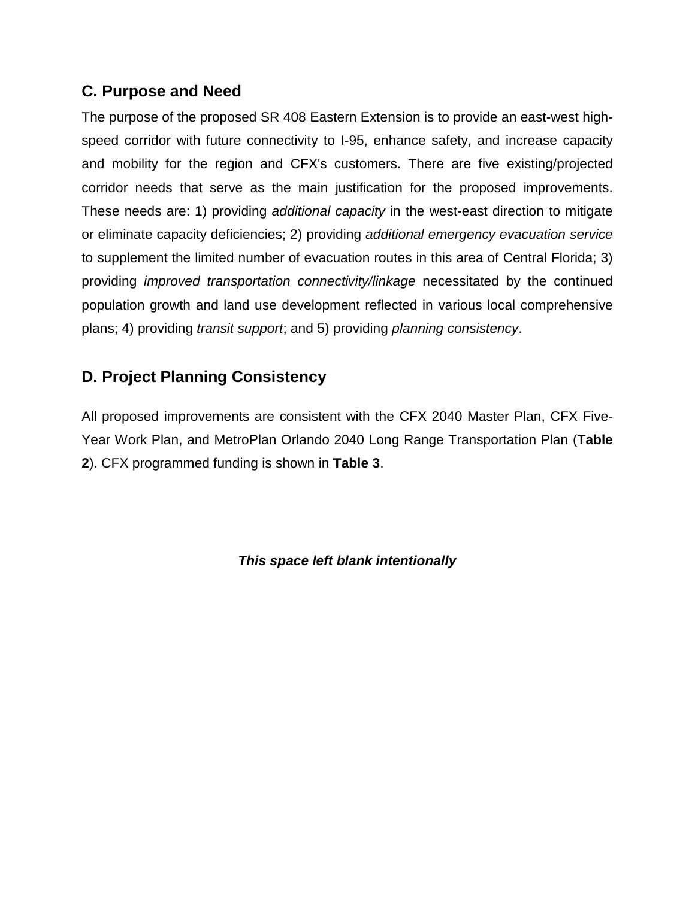## C. Purpose and Need

The purpose of the proposed SR 408 Eastern Extension is to provide an east-west high-speed corridor with future connectivity to I-95, enhance safety, and increase capacity and mobility for the region and CFX's customers. There are five existing/projected corridor needs that serve as the main justification for the proposed improvements. These needs are: 1) providing *additional capacity* in the west-east direction to mitigate or eliminate capacity deficiencies; 2) providing *additional emergency evacuation service* to supplement the limited number of evacuation routes in this area of Central Florida; 3) providing *improved transportation connectivity/linkage* necessitated by the continued population growth and land use development reflected in various local comprehensive plans; 4) providing *transit support*; and 5) providing *planning consistency*.

## D. Project Planning Consistency

All proposed improvements are consistent with the CFX 2040 Master Plan, CFX Five-Year Work Plan, and MetroPlan Orlando 2040 Long Range Transportation Plan (**Table 2**). CFX programmed funding is shown in **Table 3**.

***This space left blank intentionally***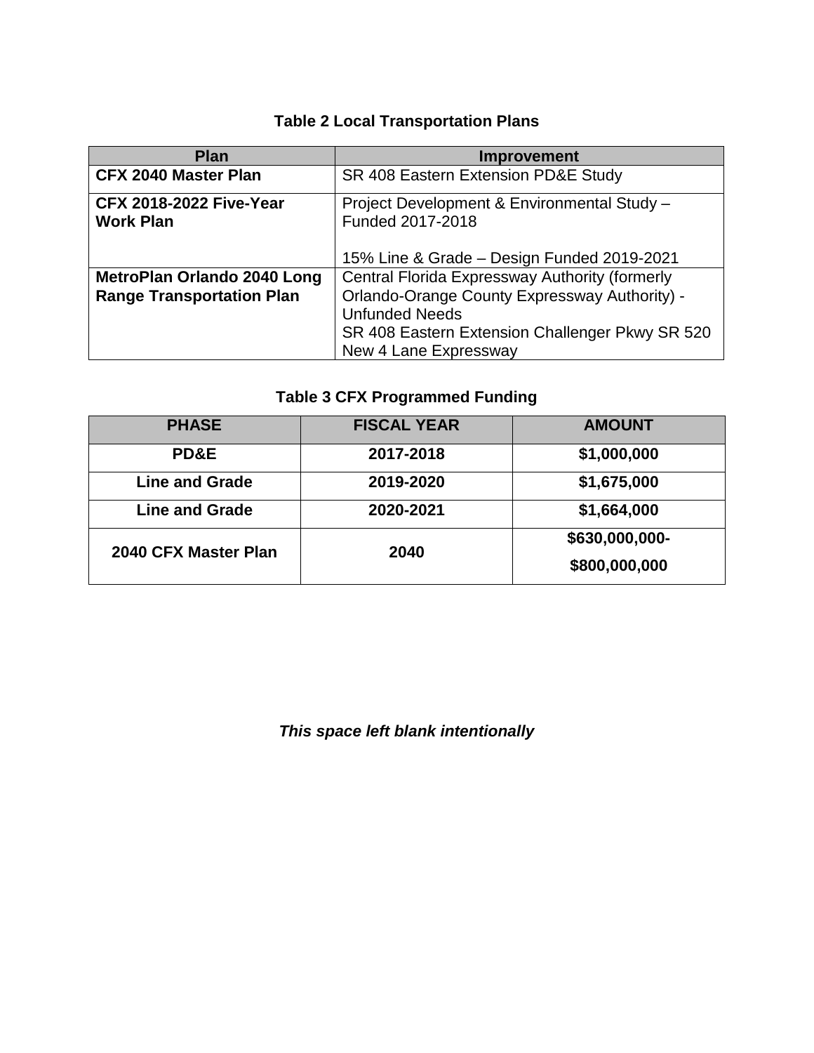**Table 2 Local Transportation Plans**

| Plan | Improvement |
|---|---|
| **CFX 2040 Master Plan** | SR 408 Eastern Extension PD&E Study |
| **CFX 2018-2022 Five-Year Work Plan** | Project Development & Environmental Study – Funded 2017-2018<br><br>15% Line & Grade – Design Funded 2019-2021 |
| **MetroPlan Orlando 2040 Long Range Transportation Plan** | Central Florida Expressway Authority (formerly Orlando-Orange County Expressway Authority) - Unfunded Needs<br>SR 408 Eastern Extension Challenger Pkwy SR 520 New 4 Lane Expressway |

**Table 3 CFX Programmed Funding**

| PHASE | FISCAL YEAR | AMOUNT |
|---|---|---|
| **PD&E** | **2017-2018** | **$1,000,000** |
| **Line and Grade** | **2019-2020** | **$1,675,000** |
| **Line and Grade** | **2020-2021** | **$1,664,000** |
| **2040 CFX Master Plan** | **2040** | **$630,000,000-<br>$800,000,000** |

***This space left blank intentionally***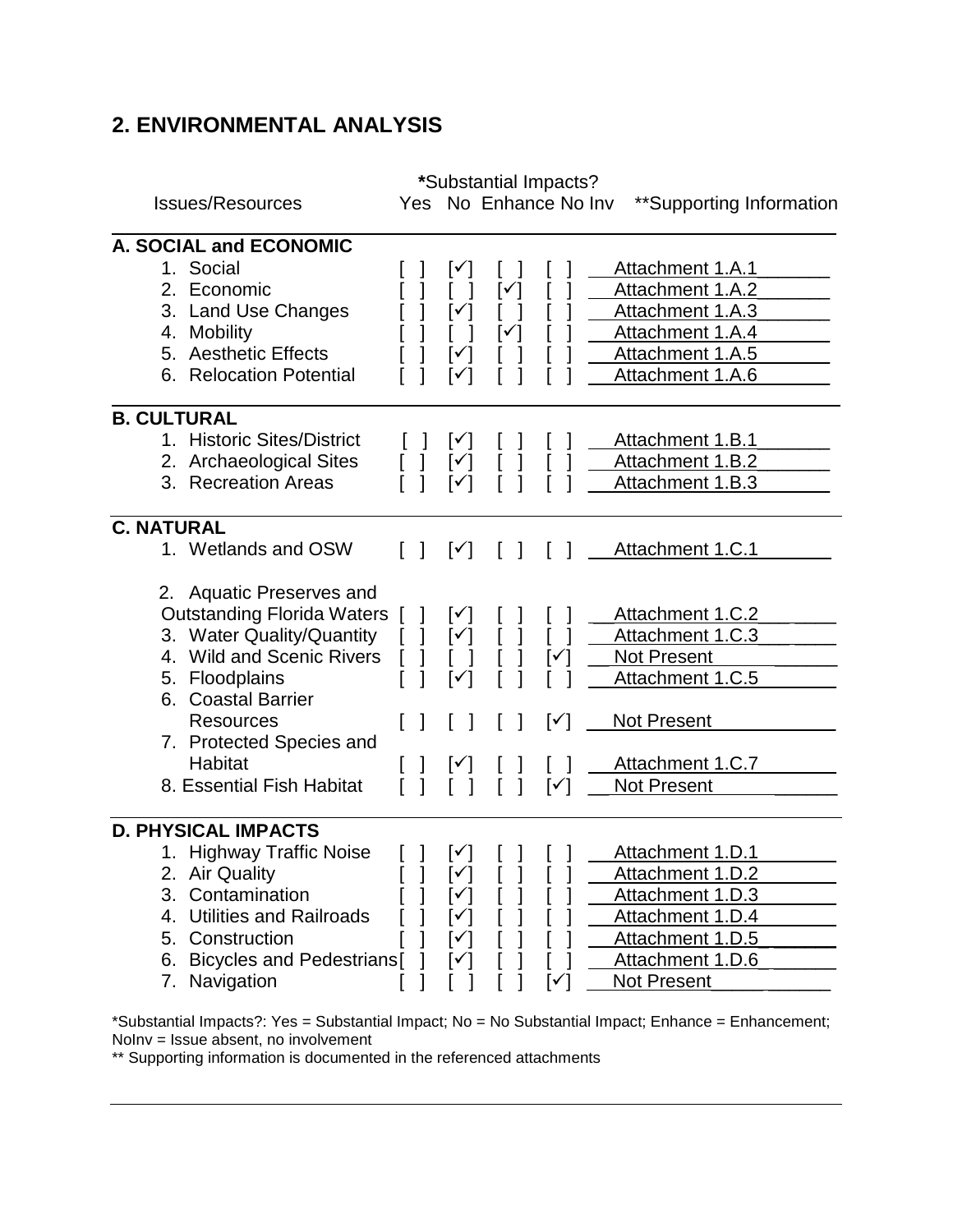## 2. ENVIRONMENTAL ANALYSIS

| Issues/Resources | *Substantial Impacts? Yes | No | Enhance | No Inv | **Supporting Information |
|---|---|---|---|---|---|
| **A. SOCIAL and ECONOMIC** | | | | | |
| 1. Social | [ ] | [✓] | [ ] | [ ] | Attachment 1.A.1 |
| 2. Economic | [ ] | [ ] | [✓] | [ ] | Attachment 1.A.2 |
| 3. Land Use Changes | [ ] | [✓] | [ ] | [ ] | Attachment 1.A.3 |
| 4. Mobility | [ ] | [ ] | [✓] | [ ] | Attachment 1.A.4 |
| 5. Aesthetic Effects | [ ] | [✓] | [ ] | [ ] | Attachment 1.A.5 |
| 6. Relocation Potential | [ ] | [✓] | [ ] | [ ] | Attachment 1.A.6 |
| **B. CULTURAL** | | | | | |
| 1. Historic Sites/District | [ ] | [✓] | [ ] | [ ] | Attachment 1.B.1 |
| 2. Archaeological Sites | [ ] | [✓] | [ ] | [ ] | Attachment 1.B.2 |
| 3. Recreation Areas | [ ] | [✓] | [ ] | [ ] | Attachment 1.B.3 |
| **C. NATURAL** | | | | | |
| 1. Wetlands and OSW | [ ] | [✓] | [ ] | [ ] | Attachment 1.C.1 |
| 2. Aquatic Preserves and Outstanding Florida Waters | [ ] | [✓] | [ ] | [ ] | Attachment 1.C.2 |
| 3. Water Quality/Quantity | [ ] | [✓] | [ ] | [ ] | Attachment 1.C.3 |
| 4. Wild and Scenic Rivers | [ ] | [ ] | [ ] | [✓] | Not Present |
| 5. Floodplains | [ ] | [✓] | [ ] | [ ] | Attachment 1.C.5 |
| 6. Coastal Barrier Resources | [ ] | [ ] | [ ] | [✓] | Not Present |
| 7. Protected Species and Habitat | [ ] | [✓] | [ ] | [ ] | Attachment 1.C.7 |
| 8. Essential Fish Habitat | [ ] | [ ] | [ ] | [✓] | Not Present |
| **D. PHYSICAL IMPACTS** | | | | | |
| 1. Highway Traffic Noise | [ ] | [✓] | [ ] | [ ] | Attachment 1.D.1 |
| 2. Air Quality | [ ] | [✓] | [ ] | [ ] | Attachment 1.D.2 |
| 3. Contamination | [ ] | [✓] | [ ] | [ ] | Attachment 1.D.3 |
| 4. Utilities and Railroads | [ ] | [✓] | [ ] | [ ] | Attachment 1.D.4 |
| 5. Construction | [ ] | [✓] | [ ] | [ ] | Attachment 1.D.5 |
| 6. Bicycles and Pedestrians | [ ] | [✓] | [ ] | [ ] | Attachment 1.D.6 |
| 7. Navigation | [ ] | [ ] | [ ] | [✓] | Not Present |

*Substantial Impacts?: Yes = Substantial Impact; No = No Substantial Impact; Enhance = Enhancement; NoInv = Issue absent, no involvement

** Supporting information is documented in the referenced attachments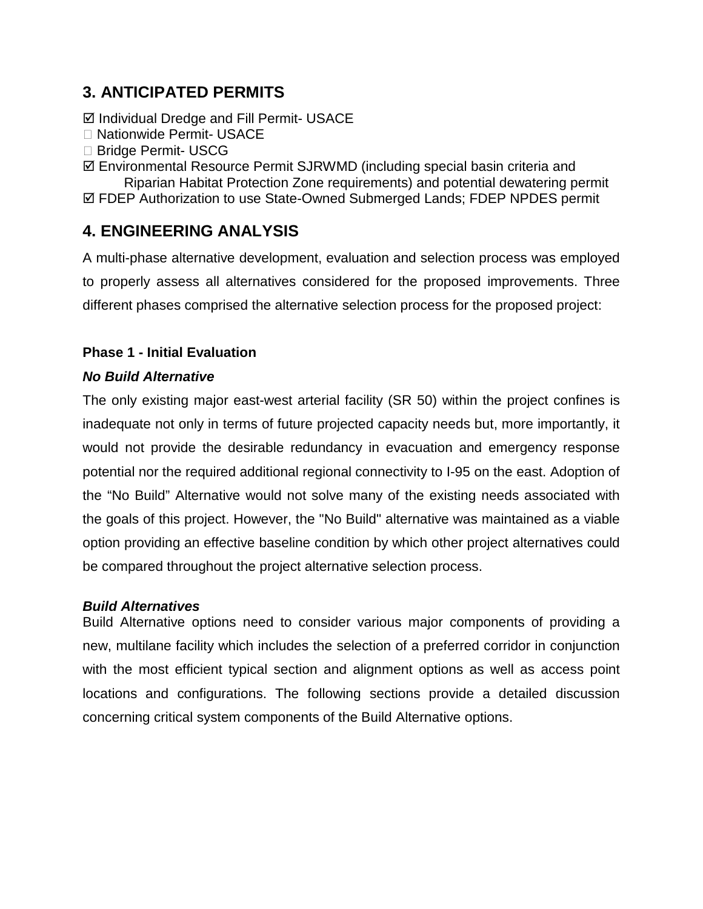## 3. ANTICIPATED PERMITS

☑ Individual Dredge and Fill Permit- USACE
☐ Nationwide Permit- USACE
☐ Bridge Permit- USCG
☑ Environmental Resource Permit SJRWMD (including special basin criteria and Riparian Habitat Protection Zone requirements) and potential dewatering permit
☑ FDEP Authorization to use State-Owned Submerged Lands; FDEP NPDES permit

## 4. ENGINEERING ANALYSIS

A multi-phase alternative development, evaluation and selection process was employed to properly assess all alternatives considered for the proposed improvements. Three different phases comprised the alternative selection process for the proposed project:

### Phase 1 - Initial Evaluation

***No Build Alternative***

The only existing major east-west arterial facility (SR 50) within the project confines is inadequate not only in terms of future projected capacity needs but, more importantly, it would not provide the desirable redundancy in evacuation and emergency response potential nor the required additional regional connectivity to I-95 on the east. Adoption of the “No Build” Alternative would not solve many of the existing needs associated with the goals of this project. However, the "No Build" alternative was maintained as a viable option providing an effective baseline condition by which other project alternatives could be compared throughout the project alternative selection process.

***Build Alternatives***

Build Alternative options need to consider various major components of providing a new, multilane facility which includes the selection of a preferred corridor in conjunction with the most efficient typical section and alignment options as well as access point locations and configurations. The following sections provide a detailed discussion concerning critical system components of the Build Alternative options.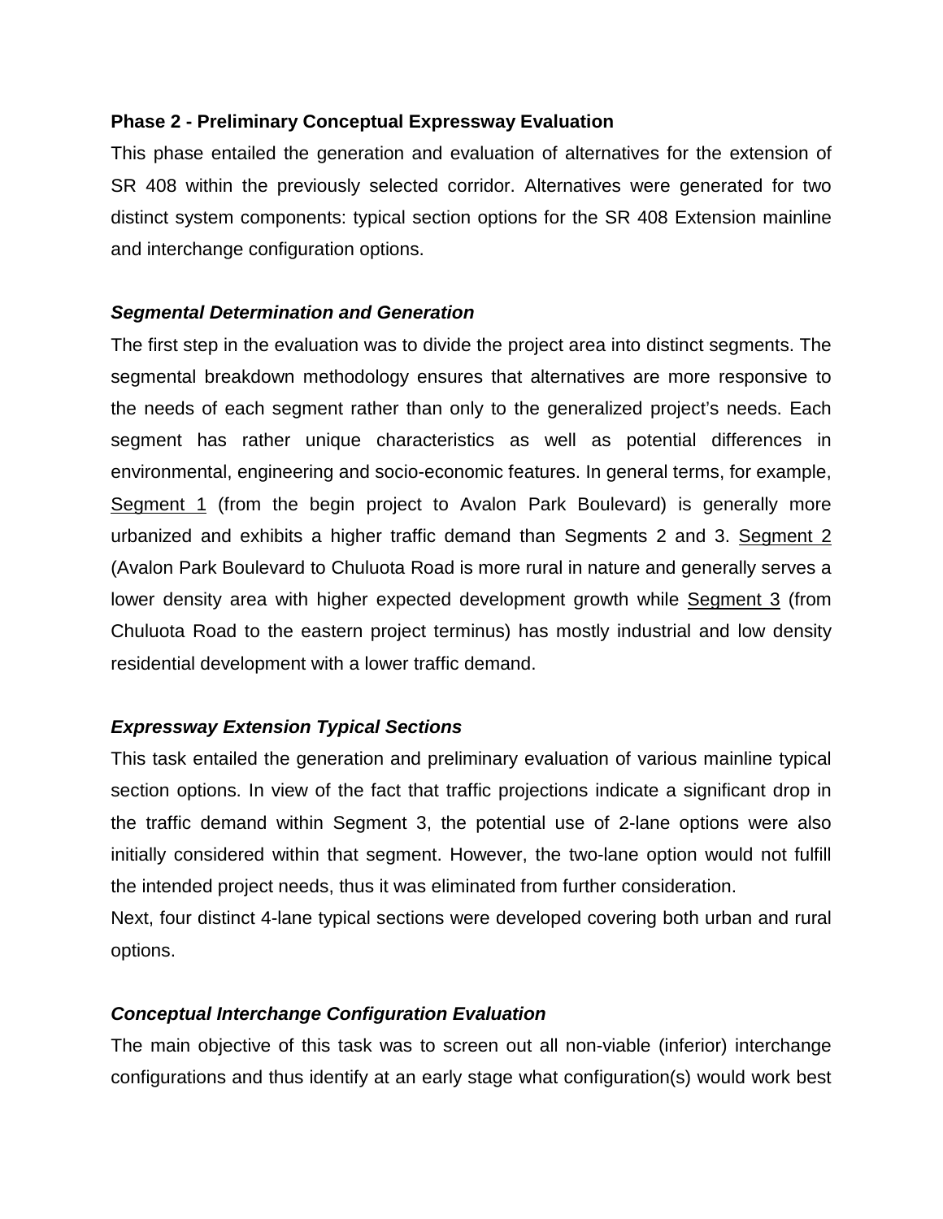**Phase 2 - Preliminary Conceptual Expressway Evaluation**

This phase entailed the generation and evaluation of alternatives for the extension of SR 408 within the previously selected corridor. Alternatives were generated for two distinct system components: typical section options for the SR 408 Extension mainline and interchange configuration options.

***Segmental Determination and Generation***

The first step in the evaluation was to divide the project area into distinct segments. The segmental breakdown methodology ensures that alternatives are more responsive to the needs of each segment rather than only to the generalized project's needs. Each segment has rather unique characteristics as well as potential differences in environmental, engineering and socio-economic features. In general terms, for example, Segment 1 (from the begin project to Avalon Park Boulevard) is generally more urbanized and exhibits a higher traffic demand than Segments 2 and 3. Segment 2 (Avalon Park Boulevard to Chuluota Road is more rural in nature and generally serves a lower density area with higher expected development growth while Segment 3 (from Chuluota Road to the eastern project terminus) has mostly industrial and low density residential development with a lower traffic demand.

***Expressway Extension Typical Sections***

This task entailed the generation and preliminary evaluation of various mainline typical section options. In view of the fact that traffic projections indicate a significant drop in the traffic demand within Segment 3, the potential use of 2-lane options were also initially considered within that segment. However, the two-lane option would not fulfill the intended project needs, thus it was eliminated from further consideration.

Next, four distinct 4-lane typical sections were developed covering both urban and rural options.

***Conceptual Interchange Configuration Evaluation***

The main objective of this task was to screen out all non-viable (inferior) interchange configurations and thus identify at an early stage what configuration(s) would work best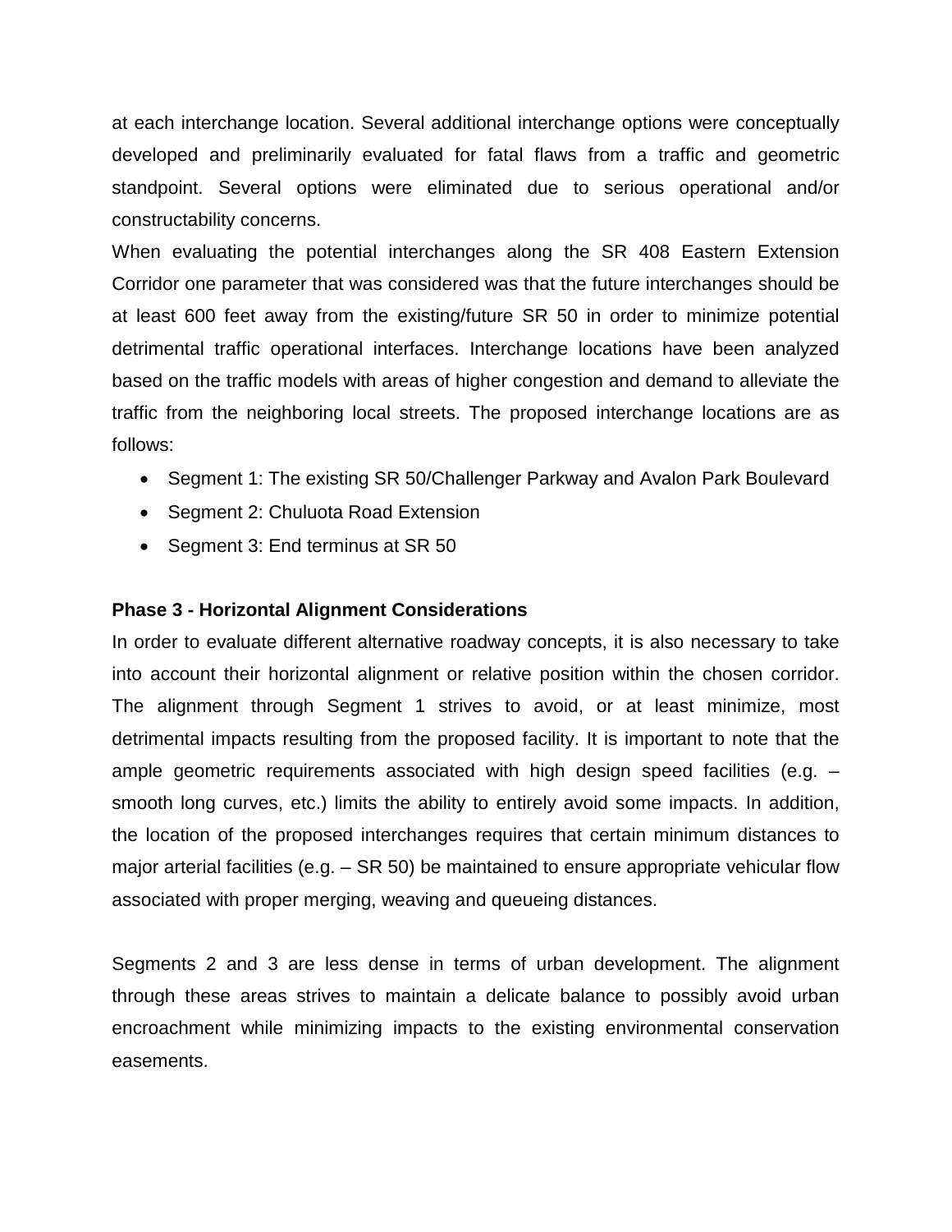at each interchange location. Several additional interchange options were conceptually developed and preliminarily evaluated for fatal flaws from a traffic and geometric standpoint. Several options were eliminated due to serious operational and/or constructability concerns.

When evaluating the potential interchanges along the SR 408 Eastern Extension Corridor one parameter that was considered was that the future interchanges should be at least 600 feet away from the existing/future SR 50 in order to minimize potential detrimental traffic operational interfaces. Interchange locations have been analyzed based on the traffic models with areas of higher congestion and demand to alleviate the traffic from the neighboring local streets. The proposed interchange locations are as follows:

- Segment 1: The existing SR 50/Challenger Parkway and Avalon Park Boulevard
- Segment 2: Chuluota Road Extension
- Segment 3: End terminus at SR 50

**Phase 3 - Horizontal Alignment Considerations**

In order to evaluate different alternative roadway concepts, it is also necessary to take into account their horizontal alignment or relative position within the chosen corridor. The alignment through Segment 1 strives to avoid, or at least minimize, most detrimental impacts resulting from the proposed facility. It is important to note that the ample geometric requirements associated with high design speed facilities (e.g. – smooth long curves, etc.) limits the ability to entirely avoid some impacts. In addition, the location of the proposed interchanges requires that certain minimum distances to major arterial facilities (e.g. – SR 50) be maintained to ensure appropriate vehicular flow associated with proper merging, weaving and queueing distances.

Segments 2 and 3 are less dense in terms of urban development. The alignment through these areas strives to maintain a delicate balance to possibly avoid urban encroachment while minimizing impacts to the existing environmental conservation easements.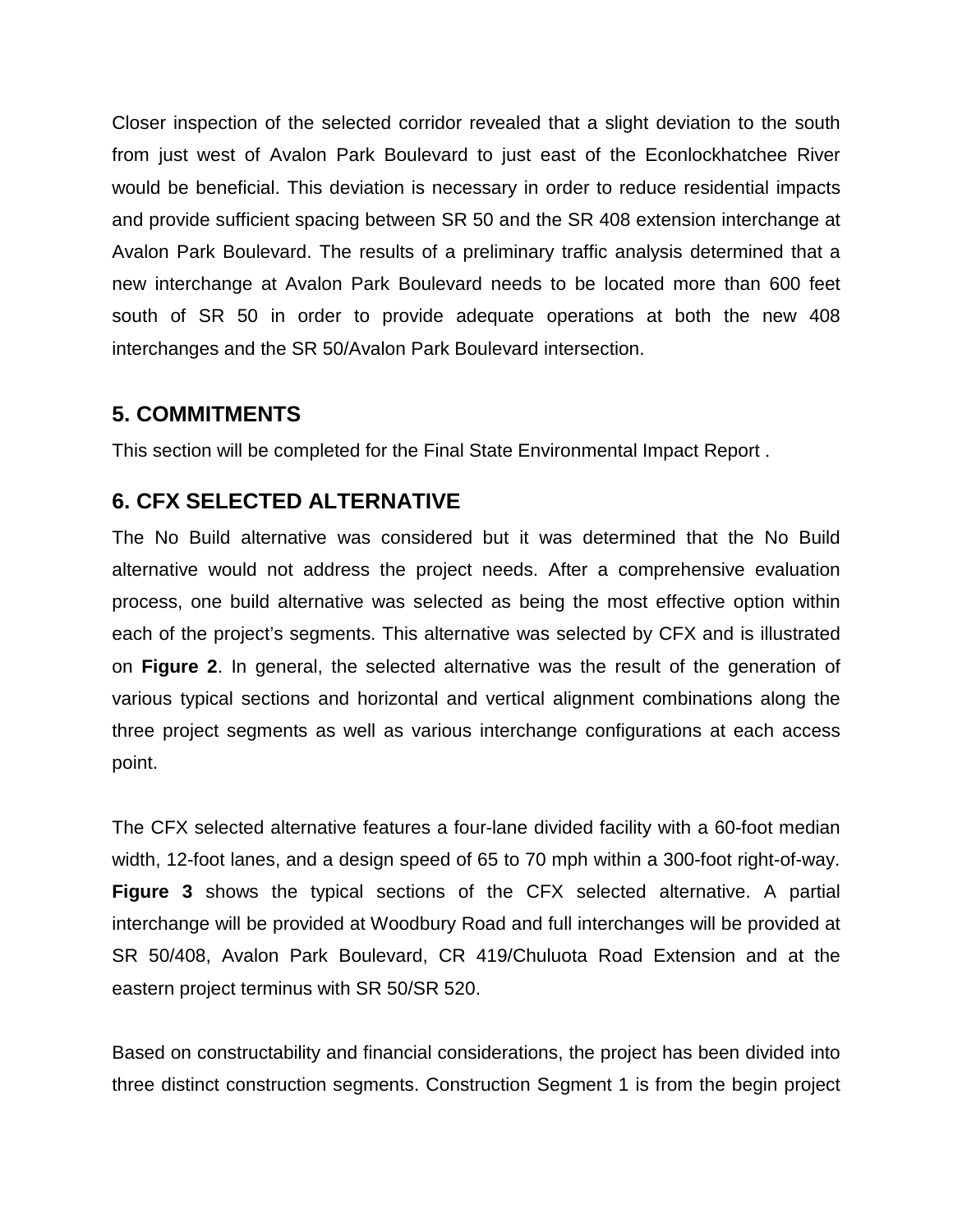Closer inspection of the selected corridor revealed that a slight deviation to the south from just west of Avalon Park Boulevard to just east of the Econlockhatchee River would be beneficial. This deviation is necessary in order to reduce residential impacts and provide sufficient spacing between SR 50 and the SR 408 extension interchange at Avalon Park Boulevard. The results of a preliminary traffic analysis determined that a new interchange at Avalon Park Boulevard needs to be located more than 600 feet south of SR 50 in order to provide adequate operations at both the new 408 interchanges and the SR 50/Avalon Park Boulevard intersection.

## 5. COMMITMENTS

This section will be completed for the Final State Environmental Impact Report .

## 6. CFX SELECTED ALTERNATIVE

The No Build alternative was considered but it was determined that the No Build alternative would not address the project needs. After a comprehensive evaluation process, one build alternative was selected as being the most effective option within each of the project's segments. This alternative was selected by CFX and is illustrated on **Figure 2**. In general, the selected alternative was the result of the generation of various typical sections and horizontal and vertical alignment combinations along the three project segments as well as various interchange configurations at each access point.

The CFX selected alternative features a four-lane divided facility with a 60-foot median width, 12-foot lanes, and a design speed of 65 to 70 mph within a 300-foot right-of-way. **Figure 3** shows the typical sections of the CFX selected alternative. A partial interchange will be provided at Woodbury Road and full interchanges will be provided at SR 50/408, Avalon Park Boulevard, CR 419/Chuluota Road Extension and at the eastern project terminus with SR 50/SR 520.

Based on constructability and financial considerations, the project has been divided into three distinct construction segments. Construction Segment 1 is from the begin project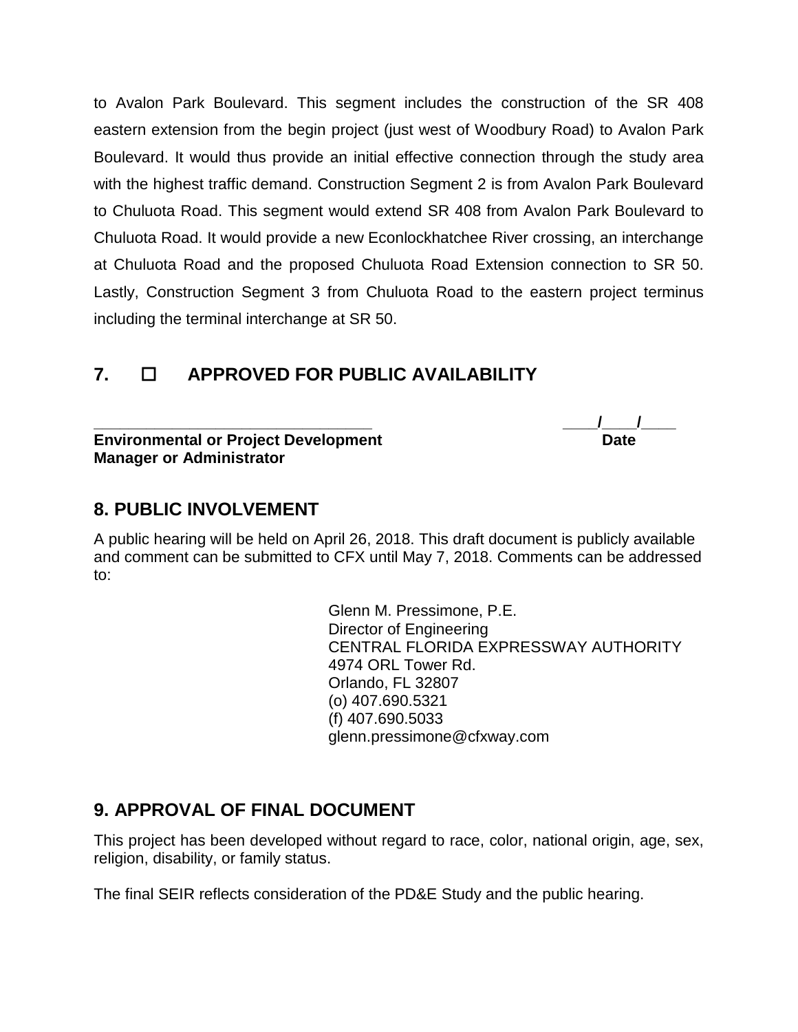to Avalon Park Boulevard. This segment includes the construction of the SR 408 eastern extension from the begin project (just west of Woodbury Road) to Avalon Park Boulevard. It would thus provide an initial effective connection through the study area with the highest traffic demand. Construction Segment 2 is from Avalon Park Boulevard to Chuluota Road. This segment would extend SR 408 from Avalon Park Boulevard to Chuluota Road. It would provide a new Econlockhatchee River crossing, an interchange at Chuluota Road and the proposed Chuluota Road Extension connection to SR 50. Lastly, Construction Segment 3 from Chuluota Road to the eastern project terminus including the terminal interchange at SR 50.

## 7. ☐ APPROVED FOR PUBLIC AVAILABILITY

**\_\_\_\_\_\_\_\_\_\_\_\_\_\_\_\_\_\_\_\_\_\_\_\_\_\_\_\_\_\_\_\_\_\_** **\_\_\_\_/\_\_\_\_/\_\_\_\_**

**Environmental or Project Development Manager or Administrator** **Date**

## 8. PUBLIC INVOLVEMENT

A public hearing will be held on April 26, 2018. This draft document is publicly available and comment can be submitted to CFX until May 7, 2018. Comments can be addressed to:

Glenn M. Pressimone, P.E.
Director of Engineering
CENTRAL FLORIDA EXPRESSWAY AUTHORITY
4974 ORL Tower Rd.
Orlando, FL 32807
(o) 407.690.5321
(f) 407.690.5033
glenn.pressimone@cfxway.com

## 9. APPROVAL OF FINAL DOCUMENT

This project has been developed without regard to race, color, national origin, age, sex, religion, disability, or family status.

The final SEIR reflects consideration of the PD&E Study and the public hearing.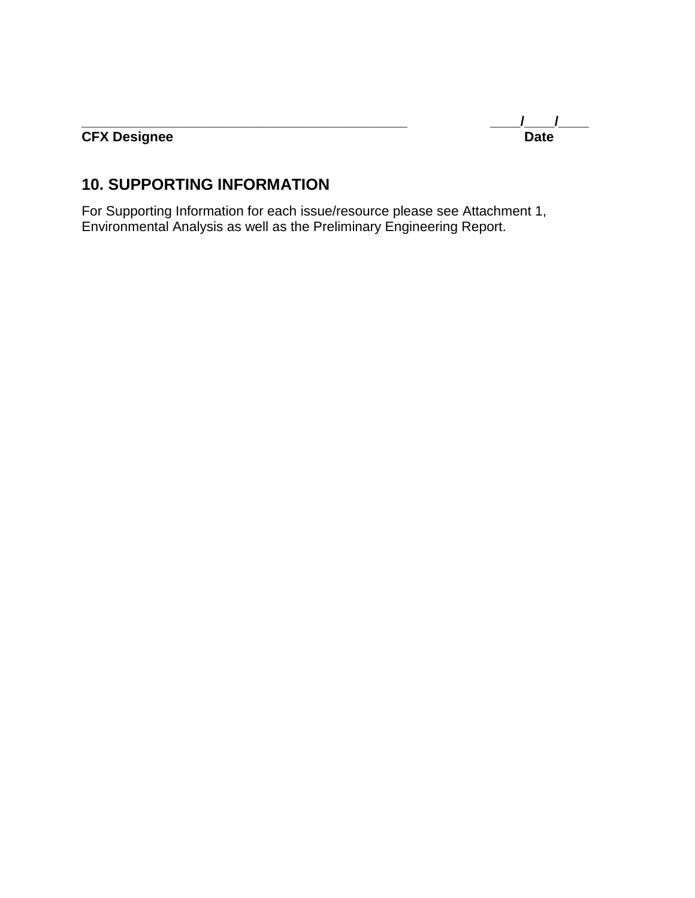_______________________________________________ ____/____/____

**CFX Designee** **Date**

## 10. SUPPORTING INFORMATION

For Supporting Information for each issue/resource please see Attachment 1, Environmental Analysis as well as the Preliminary Engineering Report.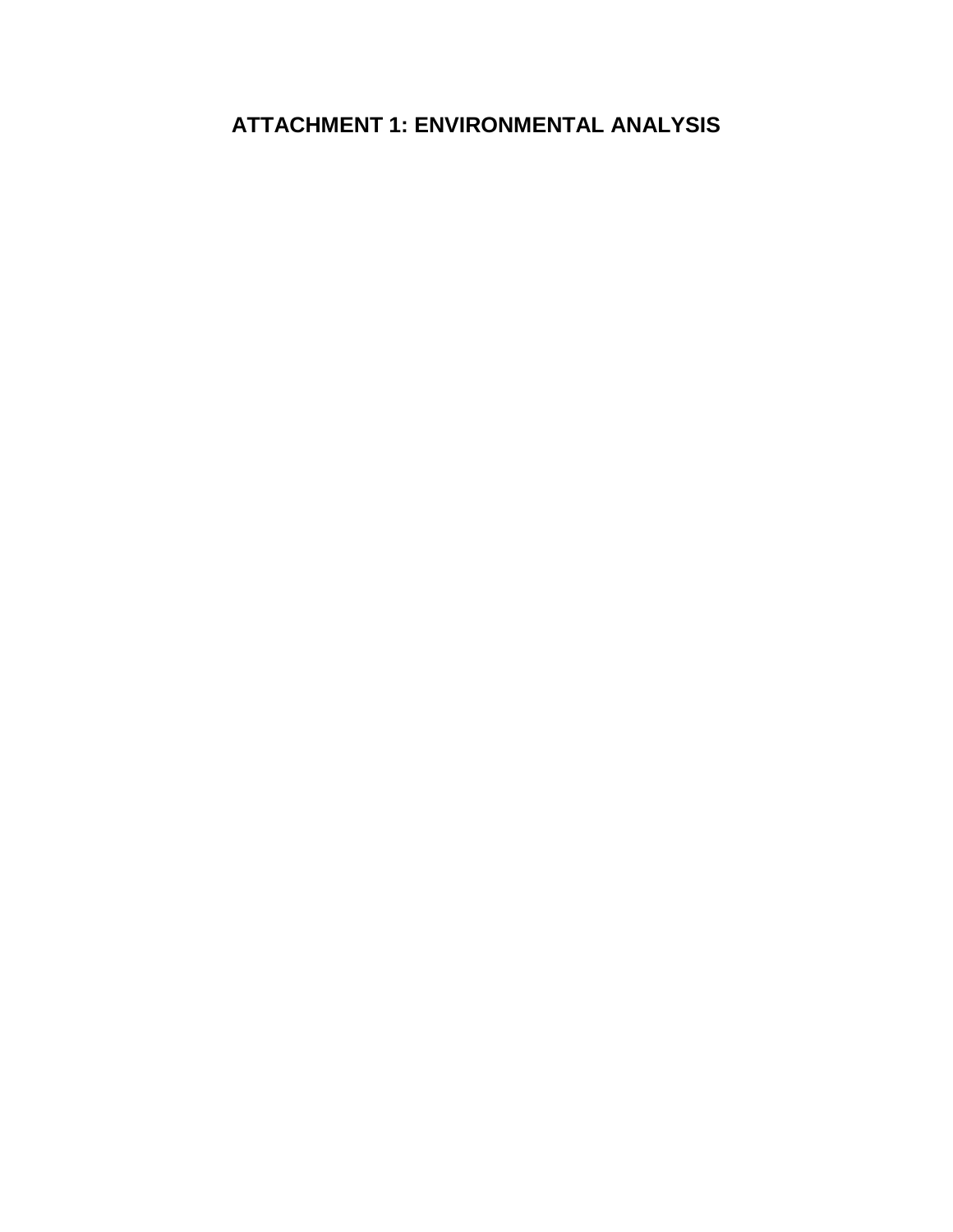# ATTACHMENT 1: ENVIRONMENTAL ANALYSIS